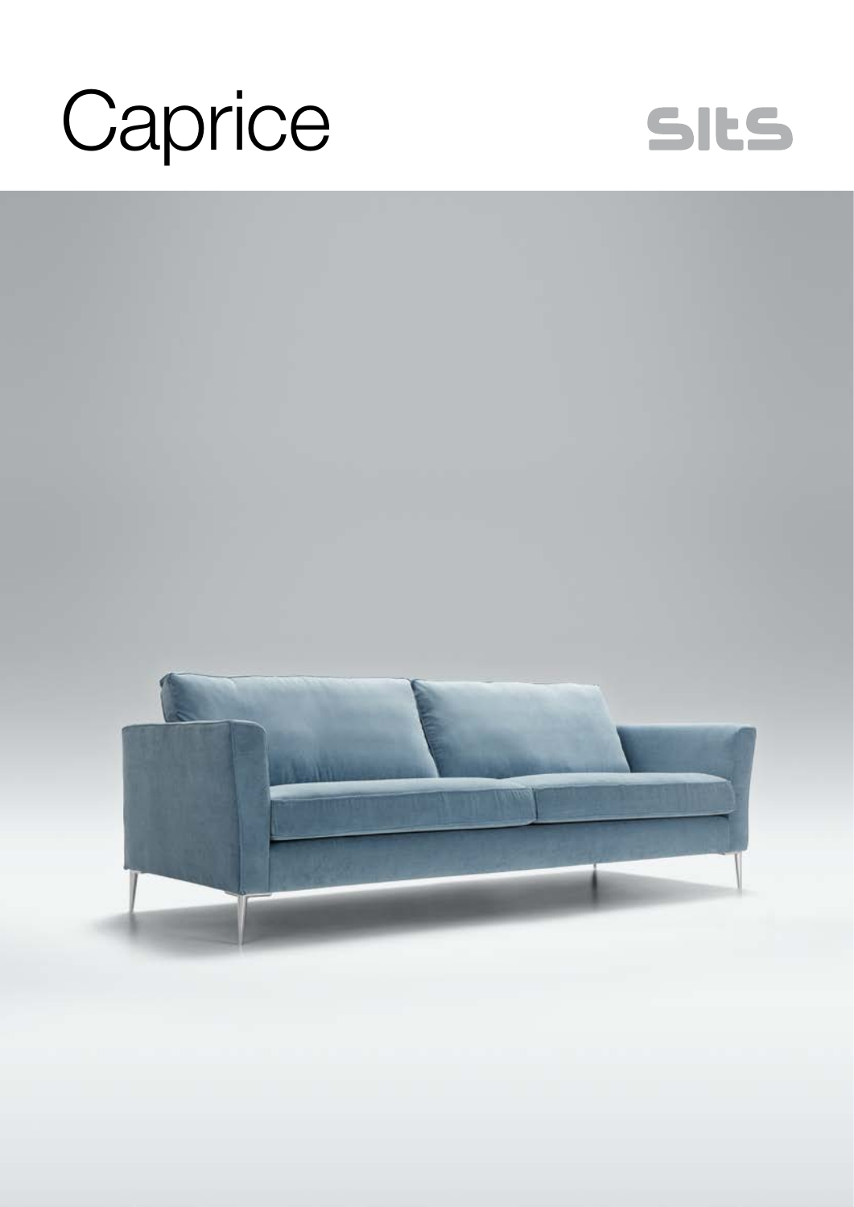# Caprice

sits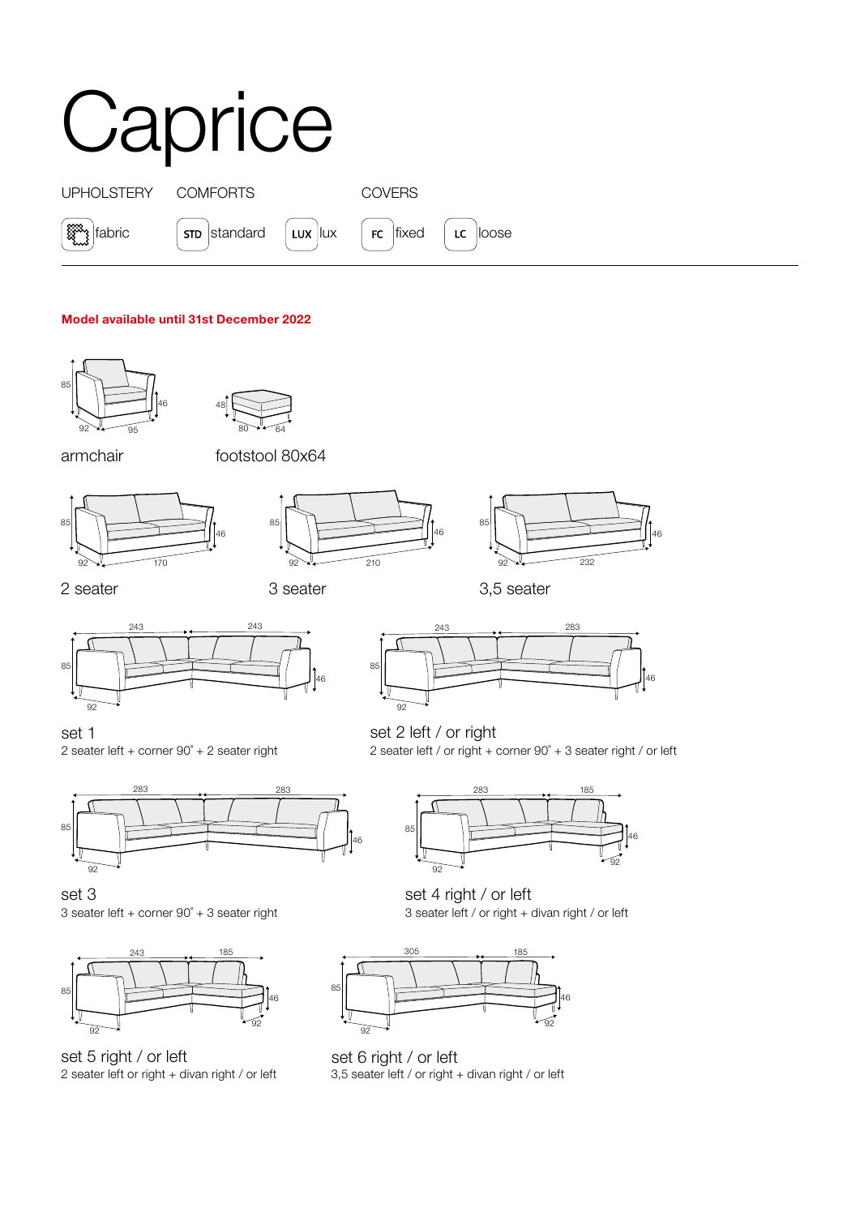# Caprice

UPHOLSTERY: fabric

COMFORTS: STD standard, LUX lux

COVERS: FC fixed, LC loose

**Model available until 31st December 2022**

85 / 46 / 92 / 95

armchair

48 / 80 / 64

footstool 80x64

85 / 46 / 92 / 170

2 seater

85 / 46 / 92 / 210

3 seater

85 / 46 / 92 / 232

3,5 seater

243 / 243 / 85 / 46 / 92

set 1
2 seater left + corner 90° + 2 seater right

243 / 283 / 85 / 46 / 92

set 2 left / or right
2 seater left / or right + corner 90° + 3 seater right / or left

283 / 283 / 85 / 46 / 92

set 3
3 seater left + corner 90° + 3 seater right

283 / 185 / 85 / 46 / 92 / 92

set 4 right / or left
3 seater left / or right + divan right / or left

243 / 185 / 85 / 46 / 92 / 92

set 5 right / or left
2 seater left or right + divan right / or left

305 / 185 / 85 / 46 / 92 / 92

set 6 right / or left
3,5 seater left / or right + divan right / or left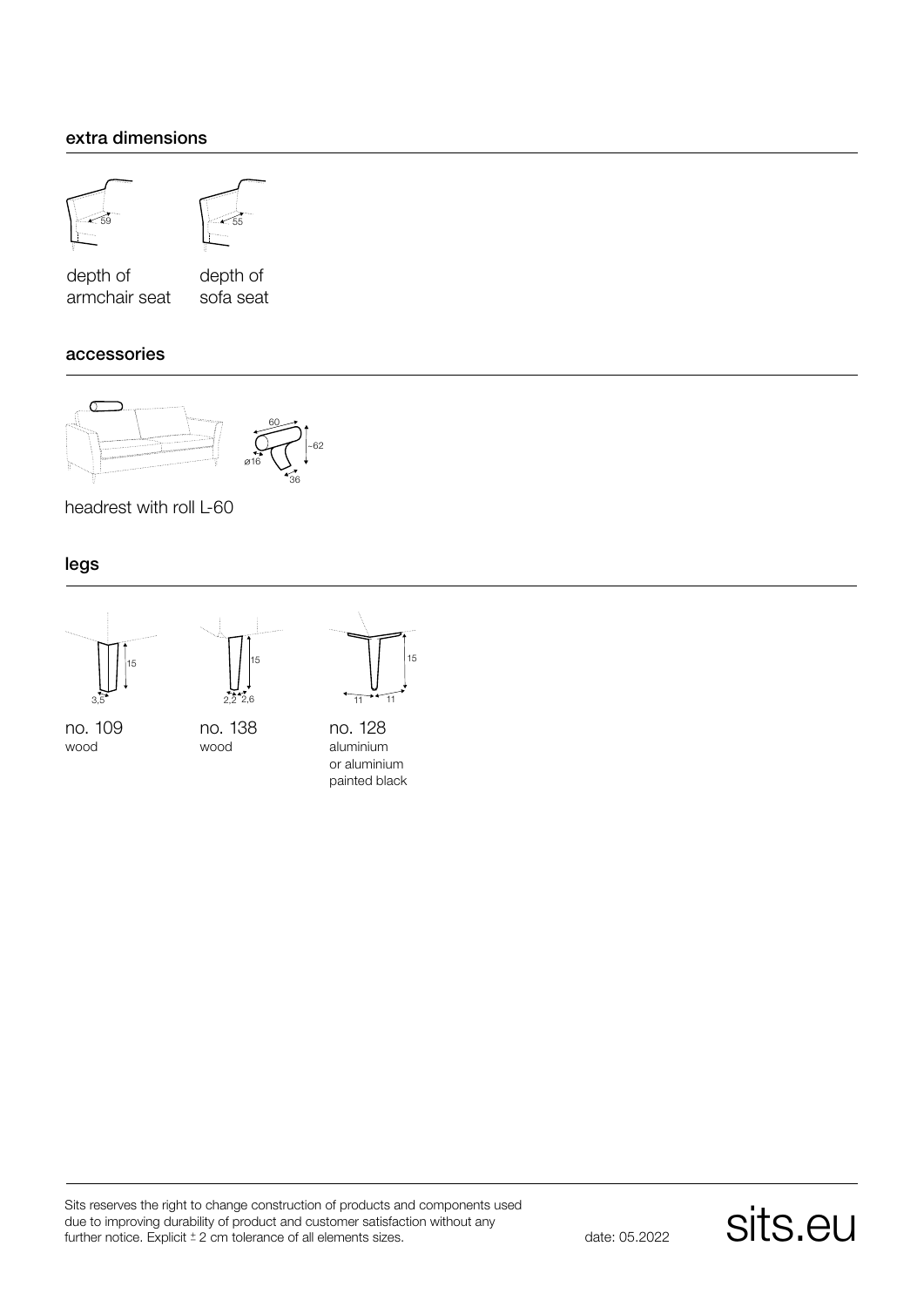## extra dimensions

59

55

depth of armchair seat

depth of sofa seat

## accessories

60

~62

ø16

36

headrest with roll L-60

## legs

15

3,5

15

2,2 2,6

15

11 11

no. 109
wood

no. 138
wood

no. 128
aluminium
or aluminium
painted black

Sits reserves the right to change construction of products and components used due to improving durability of product and customer satisfaction without any further notice. Explicit ± 2 cm tolerance of all elements sizes.

date: 05.2022

sits.eu